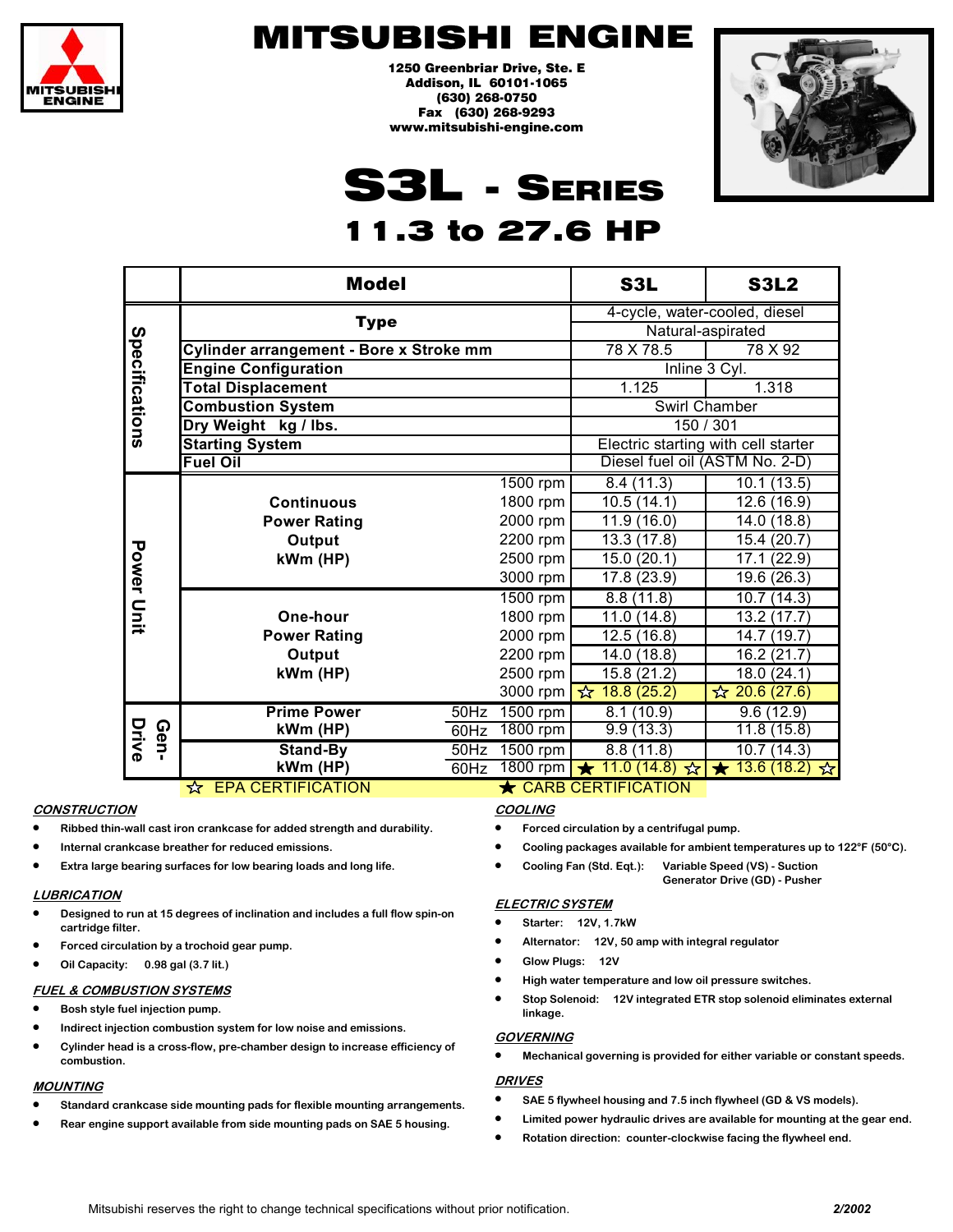# MITSUBISHI ENGINE

**1250 Greenbriar Drive, Ste. E**
**Addison, IL 60101-1065**
**(630) 268-0750**
**Fax (630) 268-9293**
**www.mitsubishi-engine.com**

# S3L - Series

## 11.3 to 27.6 HP

| | Model | | | S3L | S3L2 |
|---|---|---|---|---|---|
| Specifications | Type | | | 4-cycle, water-cooled, diesel | |
| | | | | Natural-aspirated | |
| | Cylinder arrangement - Bore x Stroke mm | | | 78 X 78.5 | 78 X 92 |
| | Engine Configuration | | | Inline 3 Cyl. | |
| | Total Displacement | | | 1.125 | 1.318 |
| | Combustion System | | | Swirl Chamber | |
| | Dry Weight kg / lbs. | | | 150 / 301 | |
| | Starting System | | | Electric starting with cell starter | |
| | Fuel Oil | | | Diesel fuel oil (ASTM No. 2-D) | |
| Power Unit | Continuous Power Rating Output kWm (HP) | | 1500 rpm | 8.4 (11.3) | 10.1 (13.5) |
| | | | 1800 rpm | 10.5 (14.1) | 12.6 (16.9) |
| | | | 2000 rpm | 11.9 (16.0) | 14.0 (18.8) |
| | | | 2200 rpm | 13.3 (17.8) | 15.4 (20.7) |
| | | | 2500 rpm | 15.0 (20.1) | 17.1 (22.9) |
| | | | 3000 rpm | 17.8 (23.9) | 19.6 (26.3) |
| | One-hour Power Rating Output kWm (HP) | | 1500 rpm | 8.8 (11.8) | 10.7 (14.3) |
| | | | 1800 rpm | 11.0 (14.8) | 13.2 (17.7) |
| | | | 2000 rpm | 12.5 (16.8) | 14.7 (19.7) |
| | | | 2200 rpm | 14.0 (18.8) | 16.2 (21.7) |
| | | | 2500 rpm | 15.8 (21.2) | 18.0 (24.1) |
| | | | 3000 rpm | ☆ 18.8 (25.2) | ☆ 20.6 (27.6) |
| Gen-Drive | Prime Power kWm (HP) | 50Hz | 1500 rpm | 8.1 (10.9) | 9.6 (12.9) |
| | | 60Hz | 1800 rpm | 9.9 (13.3) | 11.8 (15.8) |
| | Stand-By kWm (HP) | 50Hz | 1500 rpm | 8.8 (11.8) | 10.7 (14.3) |
| | | 60Hz | 1800 rpm | ★ 11.0 (14.8) ☆ | ★ 13.6 (18.2) ☆ |

☆ EPA CERTIFICATION ★ CARB CERTIFICATION

### CONSTRUCTION

- Ribbed thin-wall cast iron crankcase for added strength and durability.
- Internal crankcase breather for reduced emissions.
- Extra large bearing surfaces for low bearing loads and long life.

### LUBRICATION

- Designed to run at 15 degrees of inclination and includes a full flow spin-on cartridge filter.
- Forced circulation by a trochoid gear pump.
- Oil Capacity: 0.98 gal (3.7 lit.)

### FUEL & COMBUSTION SYSTEMS

- Bosh style fuel injection pump.
- Indirect injection combustion system for low noise and emissions.
- Cylinder head is a cross-flow, pre-chamber design to increase efficiency of combustion.

### MOUNTING

- Standard crankcase side mounting pads for flexible mounting arrangements.
- Rear engine support available from side mounting pads on SAE 5 housing.

### COOLING

- Forced circulation by a centrifugal pump.
- Cooling packages available for ambient temperatures up to 122°F (50°C).
- Cooling Fan (Std. Eqt.): Variable Speed (VS) - Suction, Generator Drive (GD) - Pusher

### ELECTRIC SYSTEM

- Starter: 12V, 1.7kW
- Alternator: 12V, 50 amp with integral regulator
- Glow Plugs: 12V
- High water temperature and low oil pressure switches.
- Stop Solenoid: 12V integrated ETR stop solenoid eliminates external linkage.

### GOVERNING

- Mechanical governing is provided for either variable or constant speeds.

### DRIVES

- SAE 5 flywheel housing and 7.5 inch flywheel (GD & VS models).
- Limited power hydraulic drives are available for mounting at the gear end.
- Rotation direction: counter-clockwise facing the flywheel end.

Mitsubishi reserves the right to change technical specifications without prior notification. *2/2002*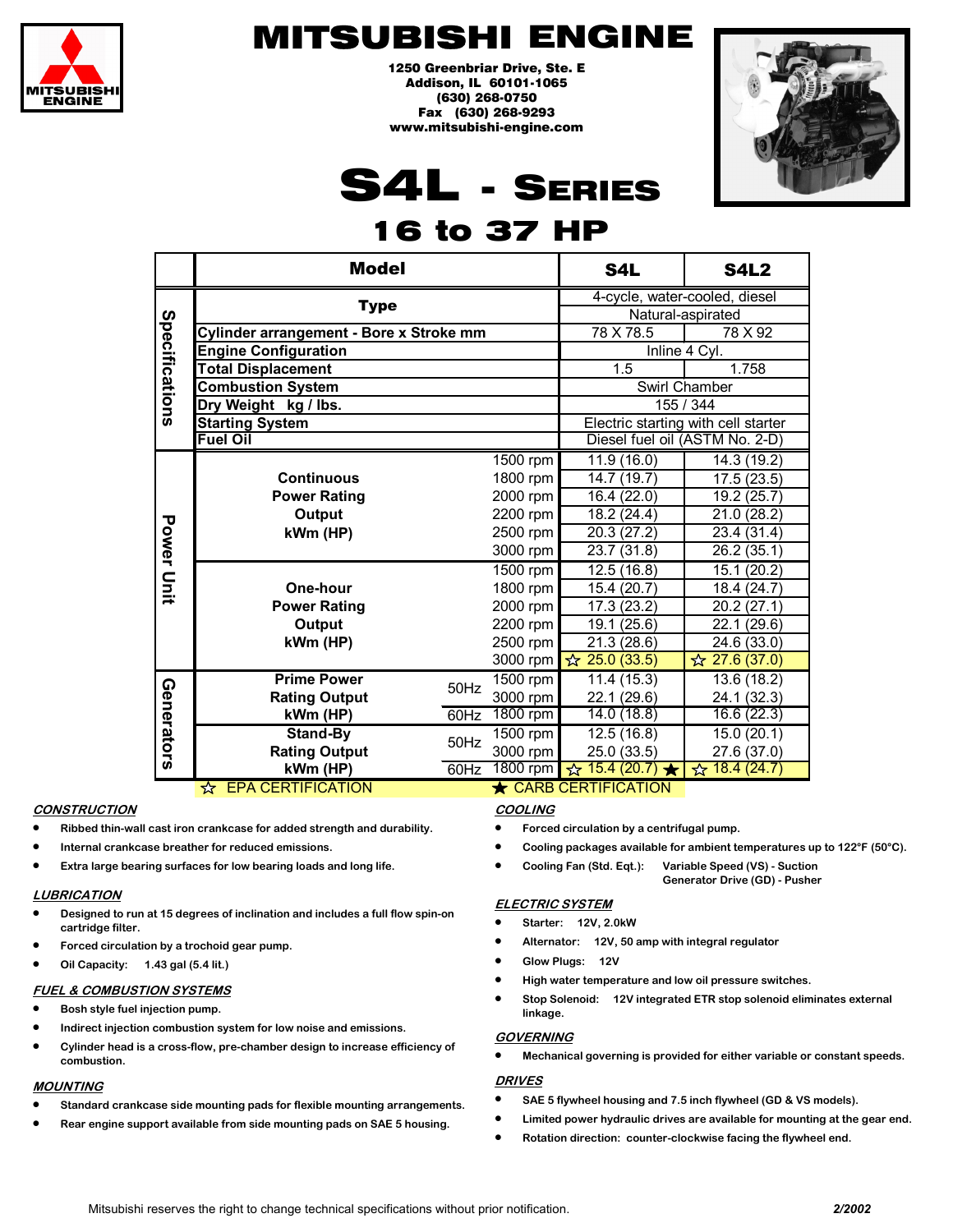# MITSUBISHI ENGINE

MITSUBISHI ENGINE

1250 Greenbriar Drive, Ste. E
Addison, IL 60101-1065
(630) 268-0750
Fax (630) 268-9293
www.mitsubishi-engine.com

# S4L - SERIES

## 16 to 37 HP

| | Model | | | S4L | S4L2 |
|---|---|---|---|---|---|
| Specifications | Type | | | 4-cycle, water-cooled, diesel | |
| | | | | Natural-aspirated | |
| | Cylinder arrangement - Bore x Stroke mm | | | 78 X 78.5 | 78 X 92 |
| | Engine Configuration | | | Inline 4 Cyl. | |
| | Total Displacement | | | 1.5 | 1.758 |
| | Combustion System | | | Swirl Chamber | |
| | Dry Weight kg / lbs. | | | 155 / 344 | |
| | Starting System | | | Electric starting with cell starter | |
| | Fuel Oil | | | Diesel fuel oil (ASTM No. 2-D) | |
| Power Unit | Continuous Power Rating Output kWm (HP) | | 1500 rpm | 11.9 (16.0) | 14.3 (19.2) |
| | | | 1800 rpm | 14.7 (19.7) | 17.5 (23.5) |
| | | | 2000 rpm | 16.4 (22.0) | 19.2 (25.7) |
| | | | 2200 rpm | 18.2 (24.4) | 21.0 (28.2) |
| | | | 2500 rpm | 20.3 (27.2) | 23.4 (31.4) |
| | | | 3000 rpm | 23.7 (31.8) | 26.2 (35.1) |
| | One-hour Power Rating Output kWm (HP) | | 1500 rpm | 12.5 (16.8) | 15.1 (20.2) |
| | | | 1800 rpm | 15.4 (20.7) | 18.4 (24.7) |
| | | | 2000 rpm | 17.3 (23.2) | 20.2 (27.1) |
| | | | 2200 rpm | 19.1 (25.6) | 22.1 (29.6) |
| | | | 2500 rpm | 21.3 (28.6) | 24.6 (33.0) |
| | | | 3000 rpm | ☆ 25.0 (33.5) | ☆ 27.6 (37.0) |
| Generators | Prime Power Rating Output kWm (HP) | 50Hz | 1500 rpm | 11.4 (15.3) | 13.6 (18.2) |
| | | | 3000 rpm | 22.1 (29.6) | 24.1 (32.3) |
| | | 60Hz | 1800 rpm | 14.0 (18.8) | 16.6 (22.3) |
| | Stand-By Rating Output kWm (HP) | 50Hz | 1500 rpm | 12.5 (16.8) | 15.0 (20.1) |
| | | | 3000 rpm | 25.0 (33.5) | 27.6 (37.0) |
| | | 60Hz | 1800 rpm | ☆ 15.4 (20.7) ★ | ☆ 18.4 (24.7) |

☆ EPA CERTIFICATION ★ CARB CERTIFICATION

### *CONSTRUCTION*

- Ribbed thin-wall cast iron crankcase for added strength and durability.
- Internal crankcase breather for reduced emissions.
- Extra large bearing surfaces for low bearing loads and long life.

### *LUBRICATION*

- Designed to run at 15 degrees of inclination and includes a full flow spin-on cartridge filter.
- Forced circulation by a trochoid gear pump.
- Oil Capacity: 1.43 gal (5.4 lit.)

### *FUEL & COMBUSTION SYSTEMS*

- Bosh style fuel injection pump.
- Indirect injection combustion system for low noise and emissions.
- Cylinder head is a cross-flow, pre-chamber design to increase efficiency of combustion.

### *MOUNTING*

- Standard crankcase side mounting pads for flexible mounting arrangements.
- Rear engine support available from side mounting pads on SAE 5 housing.

### *COOLING*

- Forced circulation by a centrifugal pump.
- Cooling packages available for ambient temperatures up to 122°F (50°C).
- Cooling Fan (Std. Eqt.): Variable Speed (VS) - Suction
  Generator Drive (GD) - Pusher

### *ELECTRIC SYSTEM*

- Starter: 12V, 2.0kW
- Alternator: 12V, 50 amp with integral regulator
- Glow Plugs: 12V
- High water temperature and low oil pressure switches.
- Stop Solenoid: 12V integrated ETR stop solenoid eliminates external linkage.

### *GOVERNING*

- Mechanical governing is provided for either variable or constant speeds.

### *DRIVES*

- SAE 5 flywheel housing and 7.5 inch flywheel (GD & VS models).
- Limited power hydraulic drives are available for mounting at the gear end.
- Rotation direction: counter-clockwise facing the flywheel end.

Mitsubishi reserves the right to change technical specifications without prior notification. *2/2002*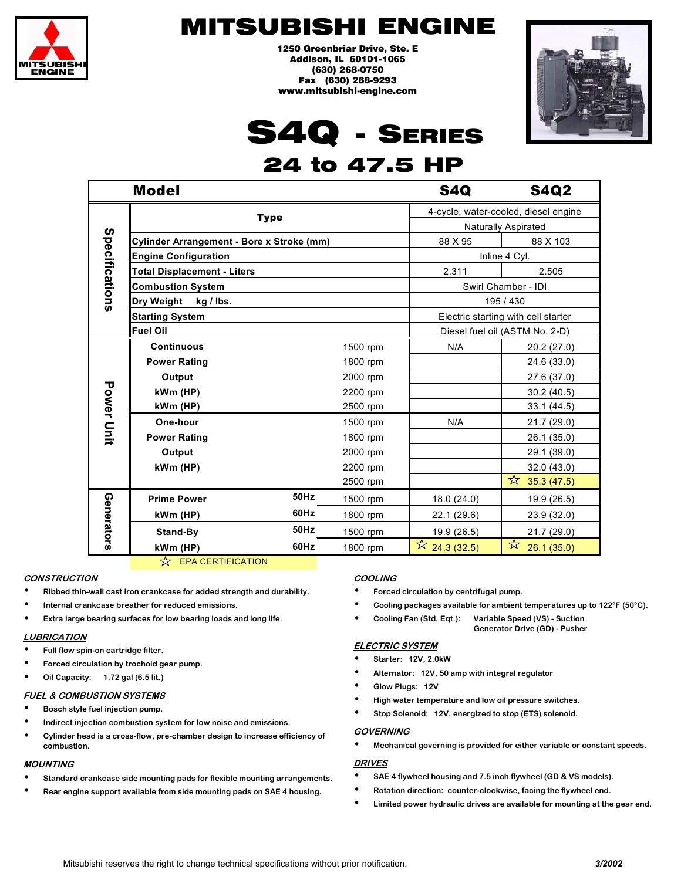# MITSUBISHI ENGINE

**1250 Greenbriar Drive, Ste. E**
**Addison, IL 60101-1065**
**(630) 268-0750**
**Fax (630) 268-9293**
**www.mitsubishi-engine.com**

# S4Q - Series

## 24 to 47.5 HP

| | **Model** | | | **S4Q** | **S4Q2** |
|---|---|---|---|---|---|
| Specifications | **Type** | | | 4-cycle, water-cooled, diesel engine | |
| | | | | Naturally Aspirated | |
| | **Cylinder Arrangement - Bore x Stroke (mm)** | | | 88 X 95 | 88 X 103 |
| | **Engine Configuration** | | | Inline 4 Cyl. | |
| | **Total Displacement - Liters** | | | 2.311 | 2.505 |
| | **Combustion System** | | | Swirl Chamber - IDI | |
| | **Dry Weight kg / lbs.** | | | 195 / 430 | |
| | **Starting System** | | | Electric starting with cell starter | |
| | **Fuel Oil** | | | Diesel fuel oil (ASTM No. 2-D) | |
| Power Unit | **Continuous** | | 1500 rpm | N/A | 20.2 (27.0) |
| | **Power Rating** | | 1800 rpm | | 24.6 (33.0) |
| | **Output** | | 2000 rpm | | 27.6 (37.0) |
| | **kWm (HP)** | | 2200 rpm | | 30.2 (40.5) |
| | **kWm (HP)** | | 2500 rpm | | 33.1 (44.5) |
| | **One-hour** | | 1500 rpm | N/A | 21.7 (29.0) |
| | **Power Rating** | | 1800 rpm | | 26.1 (35.0) |
| | **Output** | | 2000 rpm | | 29.1 (39.0) |
| | **kWm (HP)** | | 2200 rpm | | 32.0 (43.0) |
| | | | 2500 rpm | | ☆ 35.3 (47.5) |
| Generators | **Prime Power** | **50Hz** | 1500 rpm | 18.0 (24.0) | 19.9 (26.5) |
| | **kWm (HP)** | **60Hz** | 1800 rpm | 22.1 (29.6) | 23.9 (32.0) |
| | **Stand-By** | **50Hz** | 1500 rpm | 19.9 (26.5) | 21.7 (29.0) |
| | **kWm (HP)** | **60Hz** | 1800 rpm | ☆ 24.3 (32.5) | ☆ 26.1 (35.0) |

☆ EPA CERTIFICATION

### *CONSTRUCTION*

- Ribbed thin-wall cast iron crankcase for added strength and durability.
- Internal crankcase breather for reduced emissions.
- Extra large bearing surfaces for low bearing loads and long life.

### *LUBRICATION*

- Full flow spin-on cartridge filter.
- Forced circulation by trochoid gear pump.
- Oil Capacity: 1.72 gal (6.5 lit.)

### *FUEL & COMBUSTION SYSTEMS*

- Bosch style fuel injection pump.
- Indirect injection combustion system for low noise and emissions.
- Cylinder head is a cross-flow, pre-chamber design to increase efficiency of combustion.

### *MOUNTING*

- Standard crankcase side mounting pads for flexible mounting arrangements.
- Rear engine support available from side mounting pads on SAE 4 housing.

### *COOLING*

- Forced circulation by centrifugal pump.
- Cooling packages available for ambient temperatures up to 122°F (50°C).
- Cooling Fan (Std. Eqt.): Variable Speed (VS) - Suction; Generator Drive (GD) - Pusher

### *ELECTRIC SYSTEM*

- Starter: 12V, 2.0kW
- Alternator: 12V, 50 amp with integral regulator
- Glow Plugs: 12V
- High water temperature and low oil pressure switches.
- Stop Solenoid: 12V, energized to stop (ETS) solenoid.

### *GOVERNING*

- Mechanical governing is provided for either variable or constant speeds.

### *DRIVES*

- SAE 4 flywheel housing and 7.5 inch flywheel (GD & VS models).
- Rotation direction: counter-clockwise, facing the flywheel end.
- Limited power hydraulic drives are available for mounting at the gear end.

Mitsubishi reserves the right to change technical specifications without prior notification. *3/2002*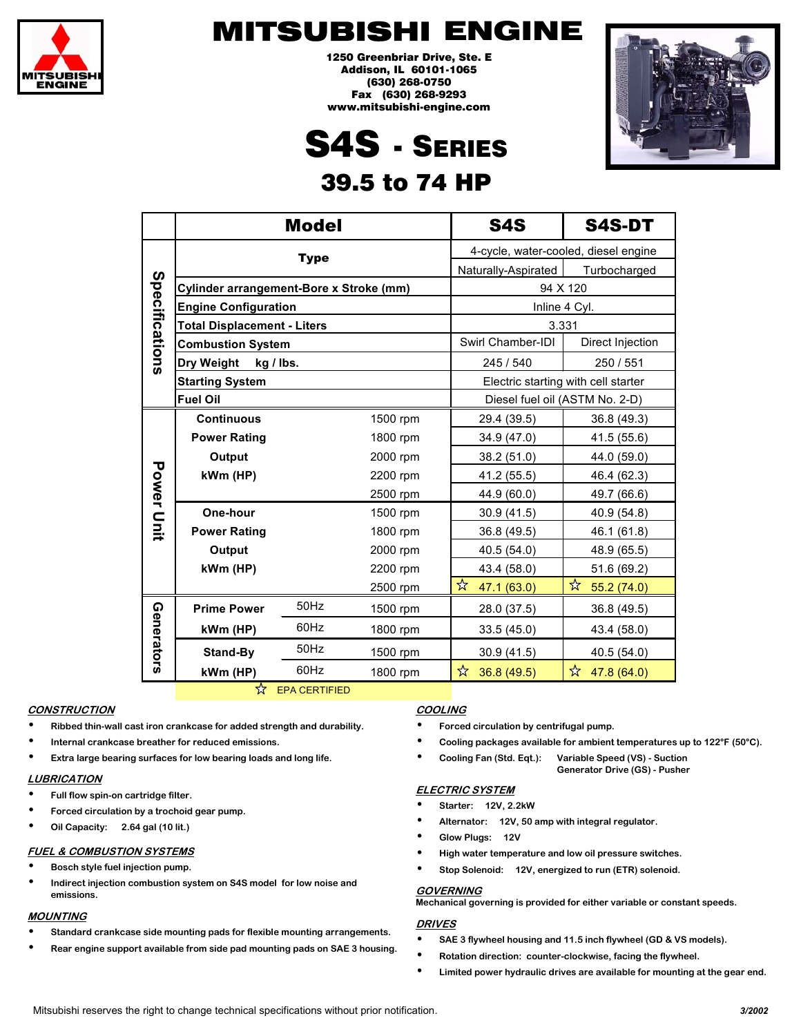# MITSUBISHI ENGINE

**1250 Greenbriar Drive, Ste. E**
**Addison, IL 60101-1065**
**(630) 268-0750**
**Fax (630) 268-9293**
**www.mitsubishi-engine.com**

# S4S - SERIES

## 39.5 to 74 HP

| | Model | | | S4S | S4S-DT |
|---|---|---|---|---|---|
| Specifications | Type | | | 4-cycle, water-cooled, diesel engine | |
| | | | | Naturally-Aspirated | Turbocharged |
| | Cylinder arrangement-Bore x Stroke (mm) | | | 94 X 120 | |
| | Engine Configuration | | | Inline 4 Cyl. | |
| | Total Displacement - Liters | | | 3.331 | |
| | Combustion System | | | Swirl Chamber-IDI | Direct Injection |
| | Dry Weight kg / lbs. | | | 245 / 540 | 250 / 551 |
| | Starting System | | | Electric starting with cell starter | |
| | Fuel Oil | | | Diesel fuel oil (ASTM No. 2-D) | |
| Power Unit | Continuous Power Rating Output kWm (HP) | | 1500 rpm | 29.4 (39.5) | 36.8 (49.3) |
| | | | 1800 rpm | 34.9 (47.0) | 41.5 (55.6) |
| | | | 2000 rpm | 38.2 (51.0) | 44.0 (59.0) |
| | | | 2200 rpm | 41.2 (55.5) | 46.4 (62.3) |
| | | | 2500 rpm | 44.9 (60.0) | 49.7 (66.6) |
| | One-hour Power Rating Output kWm (HP) | | 1500 rpm | 30.9 (41.5) | 40.9 (54.8) |
| | | | 1800 rpm | 36.8 (49.5) | 46.1 (61.8) |
| | | | 2000 rpm | 40.5 (54.0) | 48.9 (65.5) |
| | | | 2200 rpm | 43.4 (58.0) | 51.6 (69.2) |
| | | | 2500 rpm | ☆ 47.1 (63.0) | ☆ 55.2 (74.0) |
| Generators | Prime Power kWm (HP) | 50Hz | 1500 rpm | 28.0 (37.5) | 36.8 (49.5) |
| | | 60Hz | 1800 rpm | 33.5 (45.0) | 43.4 (58.0) |
| | Stand-By kWm (HP) | 50Hz | 1500 rpm | 30.9 (41.5) | 40.5 (54.0) |
| | | 60Hz | 1800 rpm | ☆ 36.8 (49.5) | ☆ 47.8 (64.0) |

☆ EPA CERTIFIED

***CONSTRUCTION***

- Ribbed thin-wall cast iron crankcase for added strength and durability.
- Internal crankcase breather for reduced emissions.
- Extra large bearing surfaces for low bearing loads and long life.

***LUBRICATION***

- Full flow spin-on cartridge filter.
- Forced circulation by a trochoid gear pump.
- Oil Capacity: 2.64 gal (10 lit.)

***FUEL & COMBUSTION SYSTEMS***

- Bosch style fuel injection pump.
- Indirect injection combustion system on S4S model for low noise and emissions.

***MOUNTING***

- Standard crankcase side mounting pads for flexible mounting arrangements.
- Rear engine support available from side pad mounting pads on SAE 3 housing.

***COOLING***

- Forced circulation by centrifugal pump.
- Cooling packages available for ambient temperatures up to 122°F (50°C).
- Cooling Fan (Std. Eqt.): Variable Speed (VS) - Suction; Generator Drive (GS) - Pusher

***ELECTRIC SYSTEM***

- Starter: 12V, 2.2kW
- Alternator: 12V, 50 amp with integral regulator.
- Glow Plugs: 12V
- High water temperature and low oil pressure switches.
- Stop Solenoid: 12V, energized to run (ETR) solenoid.

***GOVERNING***

Mechanical governing is provided for either variable or constant speeds.

***DRIVES***

- SAE 3 flywheel housing and 11.5 inch flywheel (GD & VS models).
- Rotation direction: counter-clockwise, facing the flywheel.
- Limited power hydraulic drives are available for mounting at the gear end.

Mitsubishi reserves the right to change technical specifications without prior notification. *3/2002*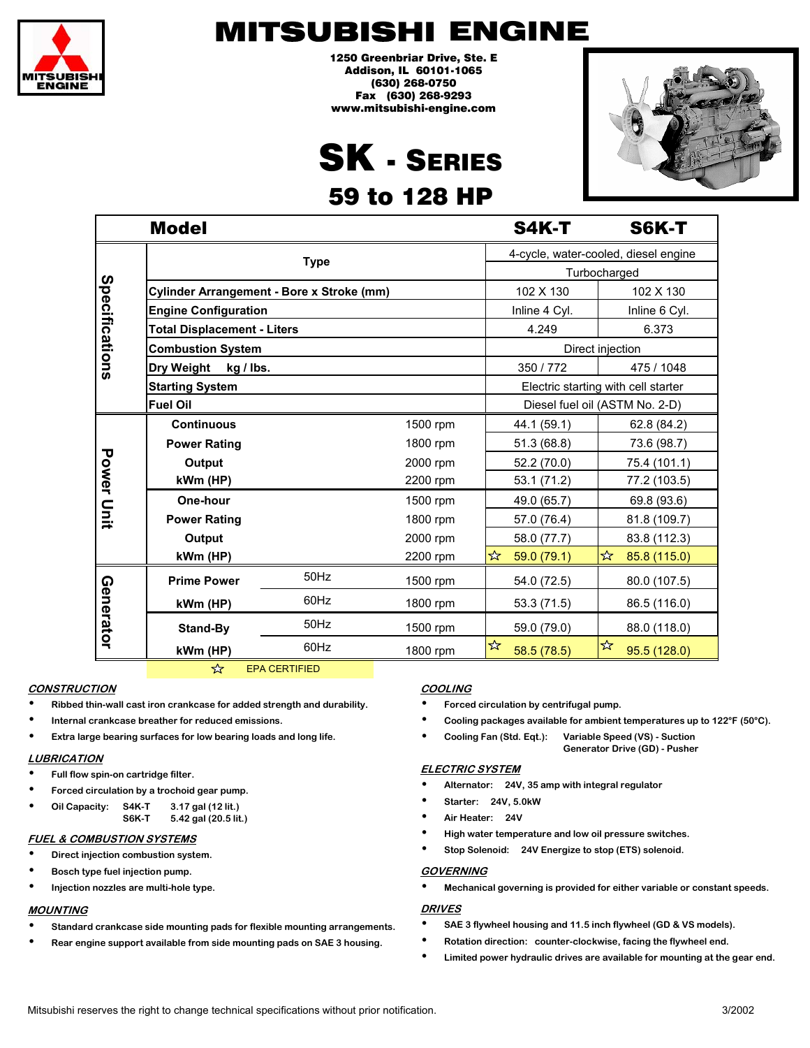# MITSUBISHI ENGINE

**1250 Greenbriar Drive, Ste. E**
**Addison, IL 60101-1065**
**(630) 268-0750**
**Fax (630) 268-9293**
**www.mitsubishi-engine.com**

# SK - SERIES

## 59 to 128 HP

| Model | | | | S4K-T | S6K-T |
|---|---|---|---|---|---|
| Specifications | Type | | | 4-cycle, water-cooled, diesel engine | |
| | | | | Turbocharged | |
| | Cylinder Arrangement - Bore x Stroke (mm) | | | 102 X 130 | 102 X 130 |
| | Engine Configuration | | | Inline 4 Cyl. | Inline 6 Cyl. |
| | Total Displacement - Liters | | | 4.249 | 6.373 |
| | Combustion System | | | Direct injection | |
| | Dry Weight kg / lbs. | | | 350 / 772 | 475 / 1048 |
| | Starting System | | | Electric starting with cell starter | |
| | Fuel Oil | | | Diesel fuel oil (ASTM No. 2-D) | |
| Power Unit | Continuous Power Rating Output kWm (HP) | | 1500 rpm | 44.1 (59.1) | 62.8 (84.2) |
| | | | 1800 rpm | 51.3 (68.8) | 73.6 (98.7) |
| | | | 2000 rpm | 52.2 (70.0) | 75.4 (101.1) |
| | | | 2200 rpm | 53.1 (71.2) | 77.2 (103.5) |
| | One-hour Power Rating Output kWm (HP) | | 1500 rpm | 49.0 (65.7) | 69.8 (93.6) |
| | | | 1800 rpm | 57.0 (76.4) | 81.8 (109.7) |
| | | | 2000 rpm | 58.0 (77.7) | 83.8 (112.3) |
| | | | 2200 rpm | ☆ 59.0 (79.1) | ☆ 85.8 (115.0) |
| Generator | Prime Power kWm (HP) | 50Hz | 1500 rpm | 54.0 (72.5) | 80.0 (107.5) |
| | | 60Hz | 1800 rpm | 53.3 (71.5) | 86.5 (116.0) |
| | Stand-By kWm (HP) | 50Hz | 1500 rpm | 59.0 (79.0) | 88.0 (118.0) |
| | | 60Hz | 1800 rpm | ☆ 58.5 (78.5) | ☆ 95.5 (128.0) |

☆ EPA CERTIFIED

### *CONSTRUCTION*

- Ribbed thin-wall cast iron crankcase for added strength and durability.
- Internal crankcase breather for reduced emissions.
- Extra large bearing surfaces for low bearing loads and long life.

### *LUBRICATION*

- Full flow spin-on cartridge filter.
- Forced circulation by a trochoid gear pump.
- Oil Capacity: S4K-T 3.17 gal (12 lit.)
  S6K-T 5.42 gal (20.5 lit.)

### *FUEL & COMBUSTION SYSTEMS*

- Direct injection combustion system.
- Bosch type fuel injection pump.
- Injection nozzles are multi-hole type.

### *MOUNTING*

- Standard crankcase side mounting pads for flexible mounting arrangements.
- Rear engine support available from side mounting pads on SAE 3 housing.

### *COOLING*

- Forced circulation by centrifugal pump.
- Cooling packages available for ambient temperatures up to 122°F (50°C).
- Cooling Fan (Std. Eqt.): Variable Speed (VS) - Suction
  Generator Drive (GD) - Pusher

### *ELECTRIC SYSTEM*

- Alternator: 24V, 35 amp with integral regulator
- Starter: 24V, 5.0kW
- Air Heater: 24V
- High water temperature and low oil pressure switches.
- Stop Solenoid: 24V Energize to stop (ETS) solenoid.

### *GOVERNING*

- Mechanical governing is provided for either variable or constant speeds.

### *DRIVES*

- SAE 3 flywheel housing and 11.5 inch flywheel (GD & VS models).
- Rotation direction: counter-clockwise, facing the flywheel end.
- Limited power hydraulic drives are available for mounting at the gear end.

Mitsubishi reserves the right to change technical specifications without prior notification.

3/2002